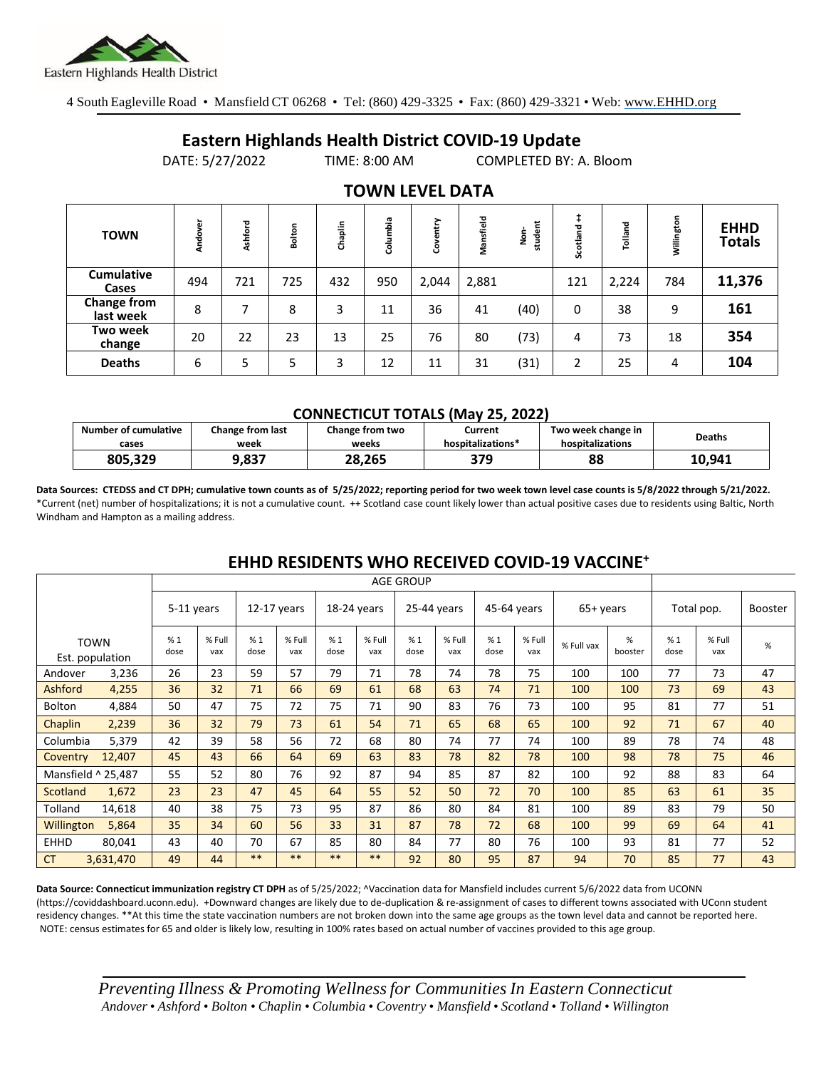Eastern Highlands Health District

4 South Eagleville Road • Mansfield CT 06268 • Tel: (860) 429-3325 • Fax: (860) 429-3321 • Web: www.EHHD.org

# Eastern Highlands Health District COVID-19 Update

DATE: 5/27/2022 TIME: 8:00 AM COMPLETED BY: A. Bloom

## TOWN LEVEL DATA

| TOWN | Andover | Ashford | Bolton | Chaplin | Columbia | Coventry | Mansfield | Non-student | Scotland ++ | Tolland | Willington | EHHD Totals |
|---|---|---|---|---|---|---|---|---|---|---|---|---|
| Cumulative Cases | 494 | 721 | 725 | 432 | 950 | 2,044 | 2,881 | | 121 | 2,224 | 784 | **11,376** |
| Change from last week | 8 | 7 | 8 | 3 | 11 | 36 | 41 | (40) | 0 | 38 | 9 | **161** |
| Two week change | 20 | 22 | 23 | 13 | 25 | 76 | 80 | (73) | 4 | 73 | 18 | **354** |
| Deaths | 6 | 5 | 5 | 3 | 12 | 11 | 31 | (31) | 2 | 25 | 4 | **104** |

### CONNECTICUT TOTALS (May 25, 2022)

| Number of cumulative cases | Change from last week | Change from two weeks | Current hospitalizations* | Two week change in hospitalizations | Deaths |
|---|---|---|---|---|---|
| **805,329** | **9,837** | **28,265** | **379** | **88** | **10,941** |

**Data Sources: CTEDSS and CT DPH; cumulative town counts as of 5/25/2022; reporting period for two week town level case counts is 5/8/2022 through 5/21/2022.** *Current (net) number of hospitalizations; it is not a cumulative count. ++ Scotland case count likely lower than actual positive cases due to residents using Baltic, North Windham and Hampton as a mailing address.

## EHHD RESIDENTS WHO RECEIVED COVID-19 VACCINE+

| TOWN Est. population | | 5-11 years | | 12-17 years | | 18-24 years | | 25-44 years | | 45-64 years | | 65+ years | | Total pop. | | Booster |
|---|---|---|---|---|---|---|---|---|---|---|---|---|---|---|---|---|
| | | % 1 dose | % Full vax | % 1 dose | % Full vax | % 1 dose | % Full vax | % 1 dose | % Full vax | % 1 dose | % Full vax | % Full vax | % booster | % 1 dose | % Full vax | % |
| Andover | 3,236 | 26 | 23 | 59 | 57 | 79 | 71 | 78 | 74 | 78 | 75 | 100 | 100 | 77 | 73 | 47 |
| Ashford | 4,255 | 36 | 32 | 71 | 66 | 69 | 61 | 68 | 63 | 74 | 71 | 100 | 100 | 73 | 69 | 43 |
| Bolton | 4,884 | 50 | 47 | 75 | 72 | 75 | 71 | 90 | 83 | 76 | 73 | 100 | 95 | 81 | 77 | 51 |
| Chaplin | 2,239 | 36 | 32 | 79 | 73 | 61 | 54 | 71 | 65 | 68 | 65 | 100 | 92 | 71 | 67 | 40 |
| Columbia | 5,379 | 42 | 39 | 58 | 56 | 72 | 68 | 80 | 74 | 77 | 74 | 100 | 89 | 78 | 74 | 48 |
| Coventry | 12,407 | 45 | 43 | 66 | 64 | 69 | 63 | 83 | 78 | 82 | 78 | 100 | 98 | 78 | 75 | 46 |
| Mansfield ^ | 25,487 | 55 | 52 | 80 | 76 | 92 | 87 | 94 | 85 | 87 | 82 | 100 | 92 | 88 | 83 | 64 |
| Scotland | 1,672 | 23 | 23 | 47 | 45 | 64 | 55 | 52 | 50 | 72 | 70 | 100 | 85 | 63 | 61 | 35 |
| Tolland | 14,618 | 40 | 38 | 75 | 73 | 95 | 87 | 86 | 80 | 84 | 81 | 100 | 89 | 83 | 79 | 50 |
| Willington | 5,864 | 35 | 34 | 60 | 56 | 33 | 31 | 87 | 78 | 72 | 68 | 100 | 99 | 69 | 64 | 41 |
| EHHD | 80,041 | 43 | 40 | 70 | 67 | 85 | 80 | 84 | 77 | 80 | 76 | 100 | 93 | 81 | 77 | 52 |
| CT | 3,631,470 | 49 | 44 | ** | ** | ** | ** | 92 | 80 | 95 | 87 | 94 | 70 | 85 | 77 | 43 |

**Data Source: Connecticut immunization registry CT DPH** as of 5/25/2022; ^Vaccination data for Mansfield includes current 5/6/2022 data from UCONN (https://coviddashboard.uconn.edu). +Downward changes are likely due to de-duplication & re-assignment of cases to different towns associated with UConn student residency changes. **At this time the state vaccination numbers are not broken down into the same age groups as the town level data and cannot be reported here. NOTE: census estimates for 65 and older is likely low, resulting in 100% rates based on actual number of vaccines provided to this age group.

*Preventing Illness & Promoting Wellness for Communities In Eastern Connecticut*
*Andover • Ashford • Bolton • Chaplin • Columbia • Coventry • Mansfield • Scotland • Tolland • Willington*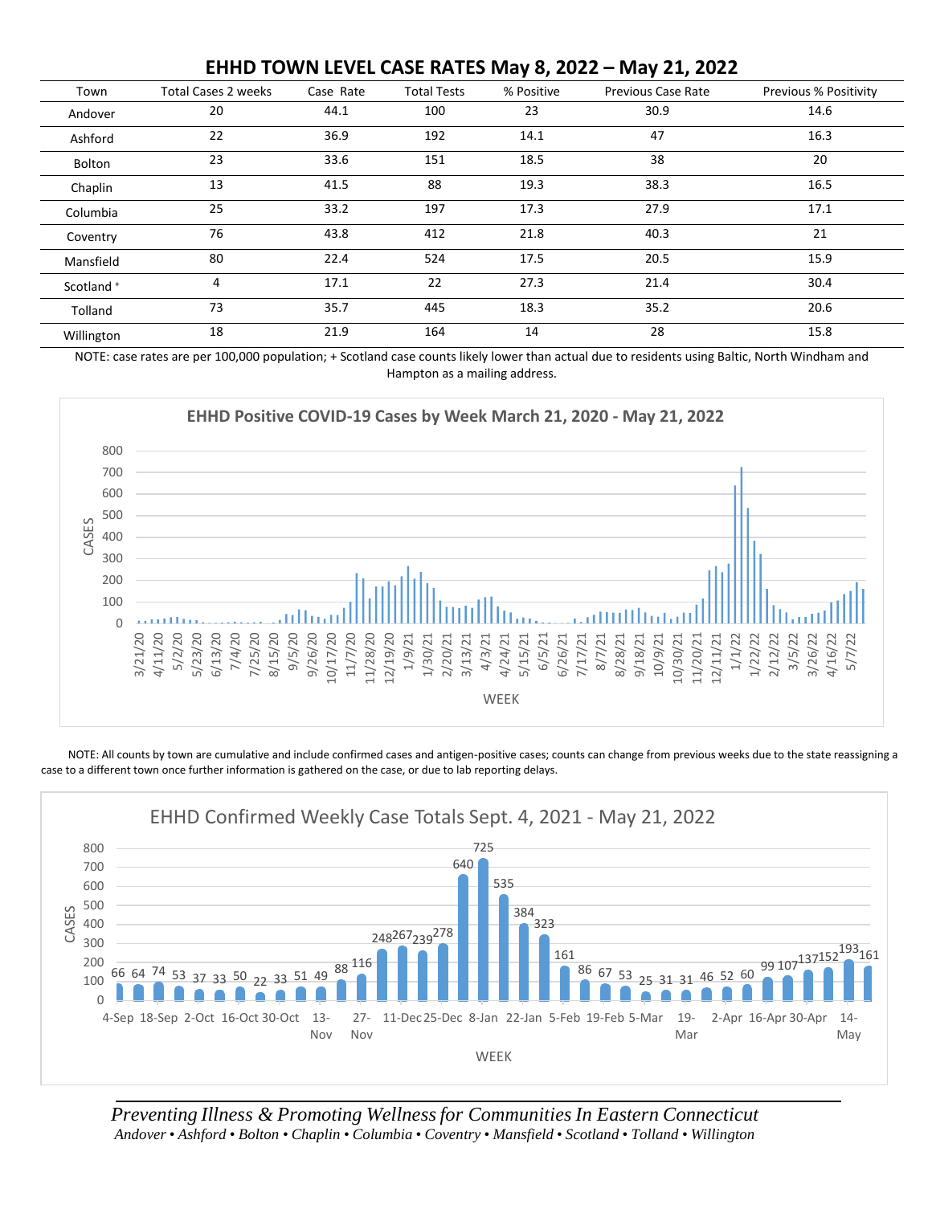# EHHD TOWN LEVEL CASE RATES May 8, 2022 – May 21, 2022

| Town | Total Cases 2 weeks | Case Rate | Total Tests | % Positive | Previous Case Rate | Previous % Positivity |
|---|---|---|---|---|---|---|
| Andover | 20 | 44.1 | 100 | 23 | 30.9 | 14.6 |
| Ashford | 22 | 36.9 | 192 | 14.1 | 47 | 16.3 |
| Bolton | 23 | 33.6 | 151 | 18.5 | 38 | 20 |
| Chaplin | 13 | 41.5 | 88 | 19.3 | 38.3 | 16.5 |
| Columbia | 25 | 33.2 | 197 | 17.3 | 27.9 | 17.1 |
| Coventry | 76 | 43.8 | 412 | 21.8 | 40.3 | 21 |
| Mansfield | 80 | 22.4 | 524 | 17.5 | 20.5 | 15.9 |
| Scotland + | 4 | 17.1 | 22 | 27.3 | 21.4 | 30.4 |
| Tolland | 73 | 35.7 | 445 | 18.3 | 35.2 | 20.6 |
| Willington | 18 | 21.9 | 164 | 14 | 28 | 15.8 |

NOTE: case rates are per 100,000 population; + Scotland case counts likely lower than actual due to residents using Baltic, North Windham and Hampton as a mailing address.

EHHD Positive COVID-19 Cases by Week March 21, 2020 - May 21, 2022

CASES

800
700
600
500
400
300
200
100
0

3/21/20 4/11/20 5/2/20 5/23/20 6/13/20 7/4/20 7/25/20 8/15/20 9/5/20 9/26/20 10/17/20 11/7/20 11/28/20 12/19/20 1/9/21 1/30/21 2/20/21 3/13/21 4/3/21 4/24/21 5/15/21 6/5/21 6/26/21 7/17/21 8/7/21 8/28/21 9/18/21 10/9/21 10/30/21 11/20/21 12/11/21 1/1/22 1/22/22 2/12/22 3/5/22 3/26/22 4/16/22 5/7/22

WEEK

NOTE: All counts by town are cumulative and include confirmed cases and antigen-positive cases; counts can change from previous weeks due to the state reassigning a case to a different town once further information is gathered on the case, or due to lab reporting delays.

EHHD Confirmed Weekly Case Totals Sept. 4, 2021 - May 21, 2022

CASES

800
700
600
500
400
300
200
100
0

66 64 74 53 37 33 50 22 33 51 49 88 116 248 267 239 278 640 725 535 384 323 161 86 67 53 25 31 31 46 52 60 99 107 137 152 193 161

4-Sep 18-Sep 2-Oct 16-Oct 30-Oct 13-Nov 27-Nov 11-Dec 25-Dec 8-Jan 22-Jan 5-Feb 19-Feb 5-Mar 19-Mar 2-Apr 16-Apr 30-Apr 14-May

WEEK

*Preventing Illness & Promoting Wellness for Communities In Eastern Connecticut*
*Andover • Ashford • Bolton • Chaplin • Columbia • Coventry • Mansfield • Scotland • Tolland • Willington*